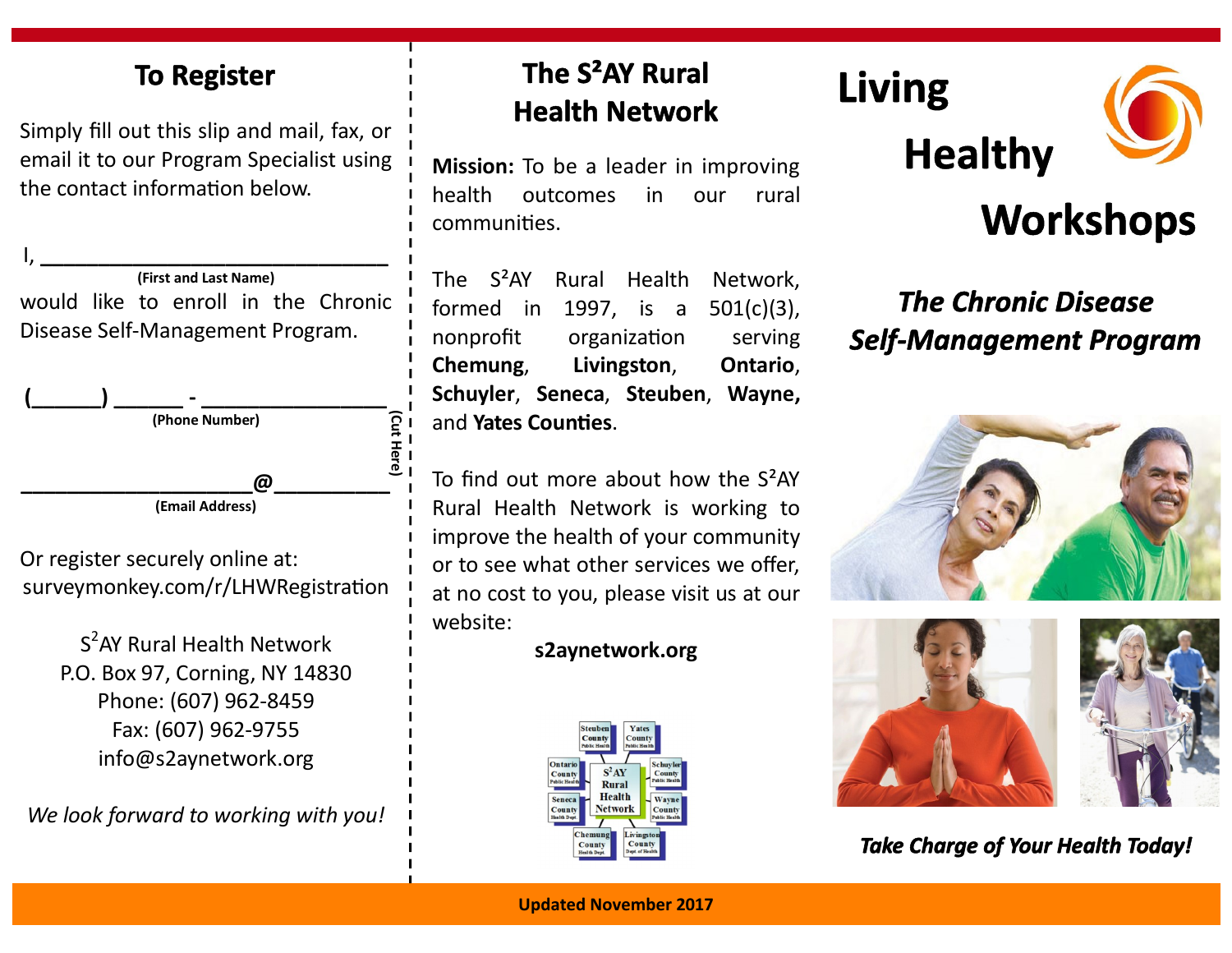## To Register

Simply fill out this slip and mail, fax, or email it to our Program Specialist using the contact information below.

I, ______________________________
(First and Last Name)

would like to enroll in the Chronic Disease Self-Management Program.

(______) ______ - ______________
(Phone Number)

(Cut Here)

__________________@__________
(Email Address)

Or register securely online at:
surveymonkey.com/r/LHWRegistration

S$^2$AY Rural Health Network
P.O. Box 97, Corning, NY 14830
Phone: (607) 962-8459
Fax: (607) 962-9755
info@s2aynetwork.org

*We look forward to working with you!*

## The S²AY Rural Health Network

**Mission:** To be a leader in improving health outcomes in our rural communities.

The S²AY Rural Health Network, formed in 1997, is a 501(c)(3), nonprofit organization serving **Chemung**, **Livingston**, **Ontario**, **Schuyler**, **Seneca**, **Steuben**, **Wayne,** and **Yates Counties**.

To find out more about how the S²AY Rural Health Network is working to improve the health of your community or to see what other services we offer, at no cost to you, please visit us at our website:

**s2aynetwork.org**

Steuben County Public Health · Yates County Public Health · Ontario County Public Health · Schuyler County Public Health · S²AY Rural Health Network · Seneca County Health Dept. · Wayne County Public Health · Chemung County Health Dept. · Livingston County Dept. of Health

# Living Healthy Workshops

## *The Chronic Disease Self-Management Program*

***Take Charge of Your Health Today!***

**Updated November 2017**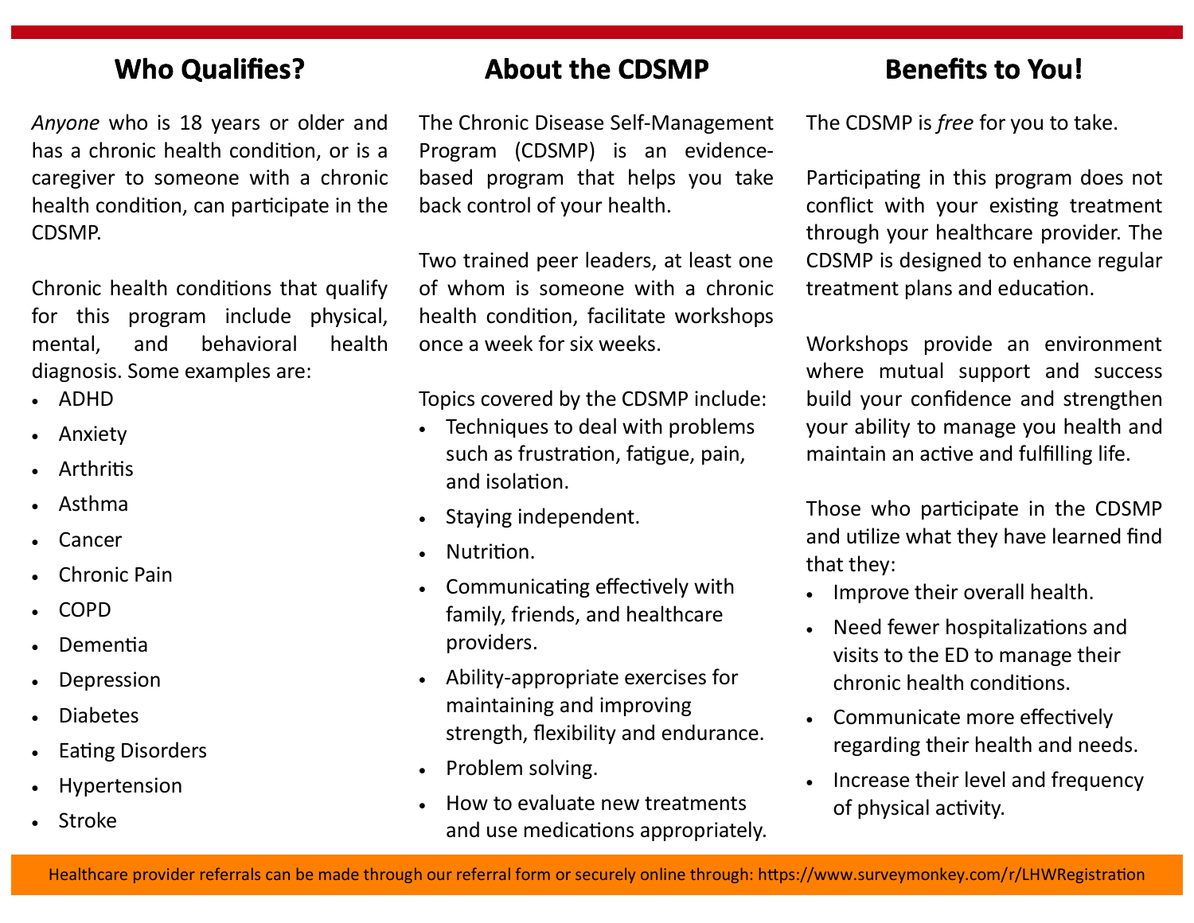## Who Qualifies?

*Anyone* who is 18 years or older and has a chronic health condition, or is a caregiver to someone with a chronic health condition, can participate in the CDSMP.

Chronic health conditions that qualify for this program include physical, mental, and behavioral health diagnosis. Some examples are:

- ADHD
- Anxiety
- Arthritis
- Asthma
- Cancer
- Chronic Pain
- COPD
- Dementia
- Depression
- Diabetes
- Eating Disorders
- Hypertension
- Stroke

## About the CDSMP

The Chronic Disease Self-Management Program (CDSMP) is an evidence-based program that helps you take back control of your health.

Two trained peer leaders, at least one of whom is someone with a chronic health condition, facilitate workshops once a week for six weeks.

Topics covered by the CDSMP include:

- Techniques to deal with problems such as frustration, fatigue, pain, and isolation.
- Staying independent.
- Nutrition.
- Communicating effectively with family, friends, and healthcare providers.
- Ability-appropriate exercises for maintaining and improving strength, flexibility and endurance.
- Problem solving.
- How to evaluate new treatments and use medications appropriately.

## Benefits to You!

The CDSMP is *free* for you to take.

Participating in this program does not conflict with your existing treatment through your healthcare provider. The CDSMP is designed to enhance regular treatment plans and education.

Workshops provide an environment where mutual support and success build your confidence and strengthen your ability to manage you health and maintain an active and fulfilling life.

Those who participate in the CDSMP and utilize what they have learned find that they:

- Improve their overall health.
- Need fewer hospitalizations and visits to the ED to manage their chronic health conditions.
- Communicate more effectively regarding their health and needs.
- Increase their level and frequency of physical activity.

Healthcare provider referrals can be made through our referral form or securely online through: https://www.surveymonkey.com/r/LHWRegistration